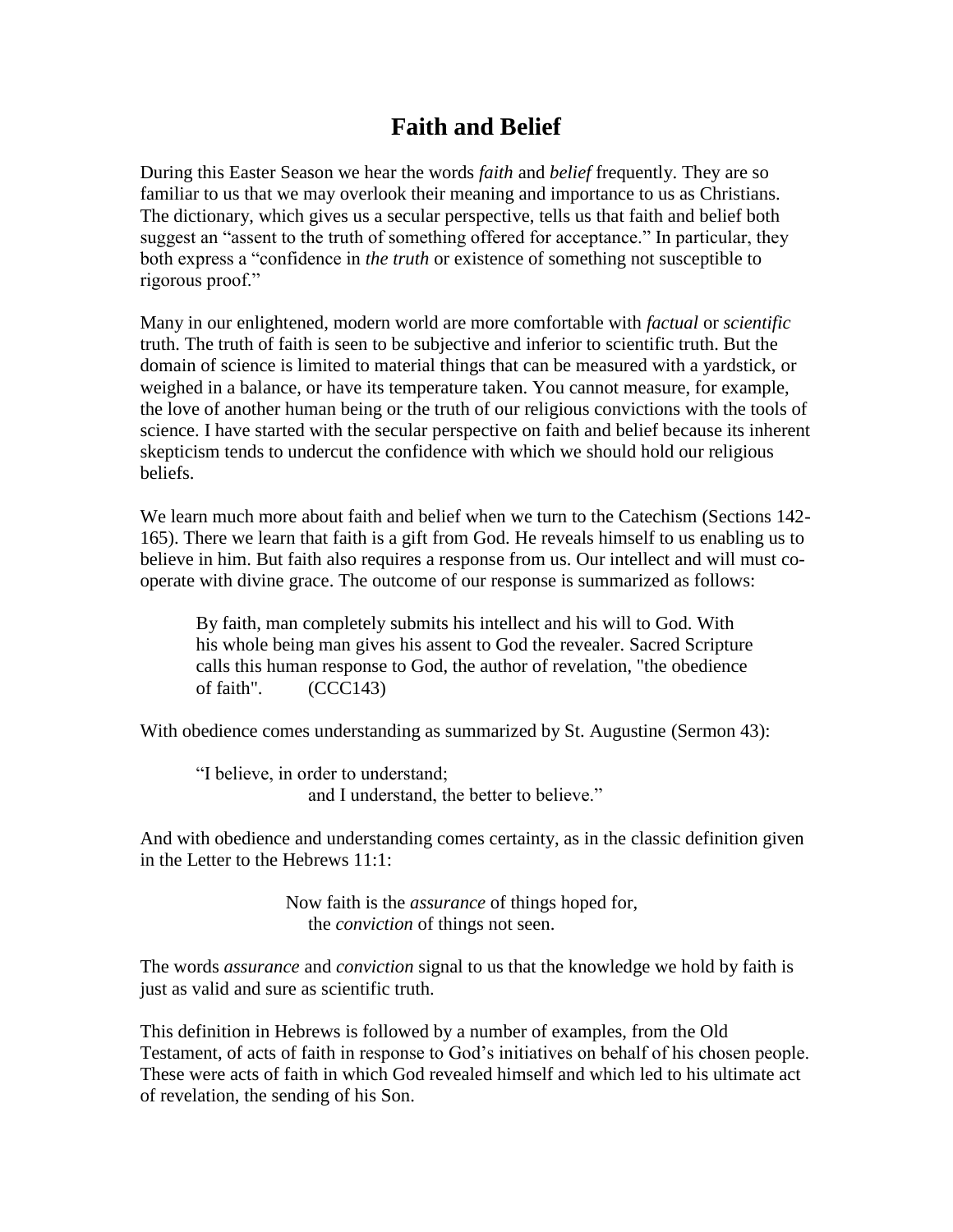# Faith and Belief

During this Easter Season we hear the words *faith* and *belief* frequently. They are so familiar to us that we may overlook their meaning and importance to us as Christians. The dictionary, which gives us a secular perspective, tells us that faith and belief both suggest an "assent to the truth of something offered for acceptance." In particular, they both express a "confidence in *the truth* or existence of something not susceptible to rigorous proof."

Many in our enlightened, modern world are more comfortable with *factual* or *scientific* truth. The truth of faith is seen to be subjective and inferior to scientific truth. But the domain of science is limited to material things that can be measured with a yardstick, or weighed in a balance, or have its temperature taken. You cannot measure, for example, the love of another human being or the truth of our religious convictions with the tools of science. I have started with the secular perspective on faith and belief because its inherent skepticism tends to undercut the confidence with which we should hold our religious beliefs.

We learn much more about faith and belief when we turn to the Catechism (Sections 142-165). There we learn that faith is a gift from God. He reveals himself to us enabling us to believe in him. But faith also requires a response from us. Our intellect and will must co-operate with divine grace. The outcome of our response is summarized as follows:

> By faith, man completely submits his intellect and his will to God. With his whole being man gives his assent to God the revealer. Sacred Scripture calls this human response to God, the author of revelation, "the obedience of faith". (CCC143)

With obedience comes understanding as summarized by St. Augustine (Sermon 43):

> "I believe, in order to understand;
> and I understand, the better to believe."

And with obedience and understanding comes certainty, as in the classic definition given in the Letter to the Hebrews 11:1:

> Now faith is the *assurance* of things hoped for,
> the *conviction* of things not seen.

The words *assurance* and *conviction* signal to us that the knowledge we hold by faith is just as valid and sure as scientific truth.

This definition in Hebrews is followed by a number of examples, from the Old Testament, of acts of faith in response to God's initiatives on behalf of his chosen people. These were acts of faith in which God revealed himself and which led to his ultimate act of revelation, the sending of his Son.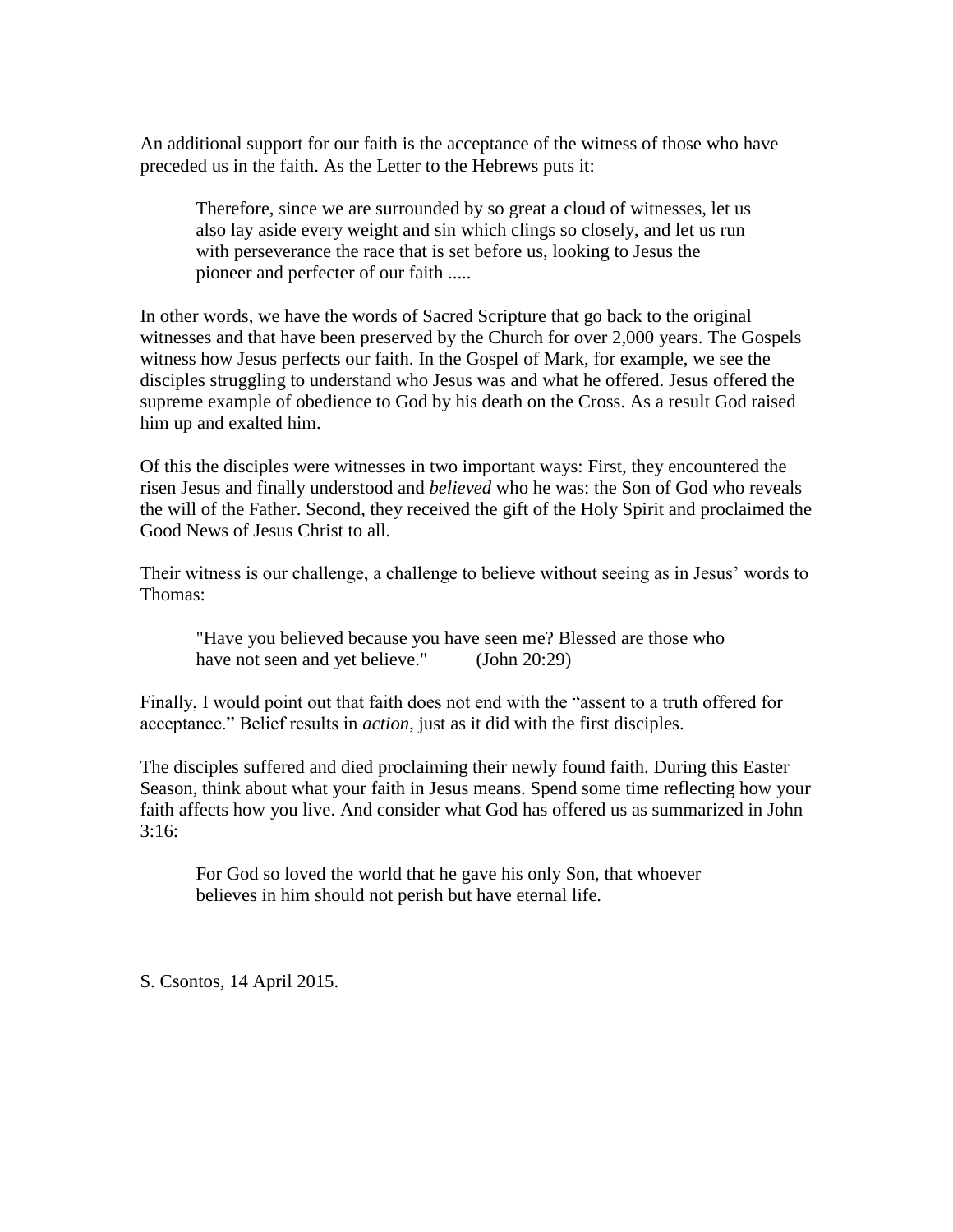An additional support for our faith is the acceptance of the witness of those who have preceded us in the faith. As the Letter to the Hebrews puts it:

> Therefore, since we are surrounded by so great a cloud of witnesses, let us also lay aside every weight and sin which clings so closely, and let us run with perseverance the race that is set before us, looking to Jesus the pioneer and perfecter of our faith .....

In other words, we have the words of Sacred Scripture that go back to the original witnesses and that have been preserved by the Church for over 2,000 years. The Gospels witness how Jesus perfects our faith. In the Gospel of Mark, for example, we see the disciples struggling to understand who Jesus was and what he offered. Jesus offered the supreme example of obedience to God by his death on the Cross. As a result God raised him up and exalted him.

Of this the disciples were witnesses in two important ways: First, they encountered the risen Jesus and finally understood and *believed* who he was: the Son of God who reveals the will of the Father. Second, they received the gift of the Holy Spirit and proclaimed the Good News of Jesus Christ to all.

Their witness is our challenge, a challenge to believe without seeing as in Jesus' words to Thomas:

> "Have you believed because you have seen me? Blessed are those who have not seen and yet believe." (John 20:29)

Finally, I would point out that faith does not end with the "assent to a truth offered for acceptance." Belief results in *action,* just as it did with the first disciples.

The disciples suffered and died proclaiming their newly found faith. During this Easter Season, think about what your faith in Jesus means. Spend some time reflecting how your faith affects how you live. And consider what God has offered us as summarized in John 3:16:

> For God so loved the world that he gave his only Son, that whoever believes in him should not perish but have eternal life.

S. Csontos, 14 April 2015.